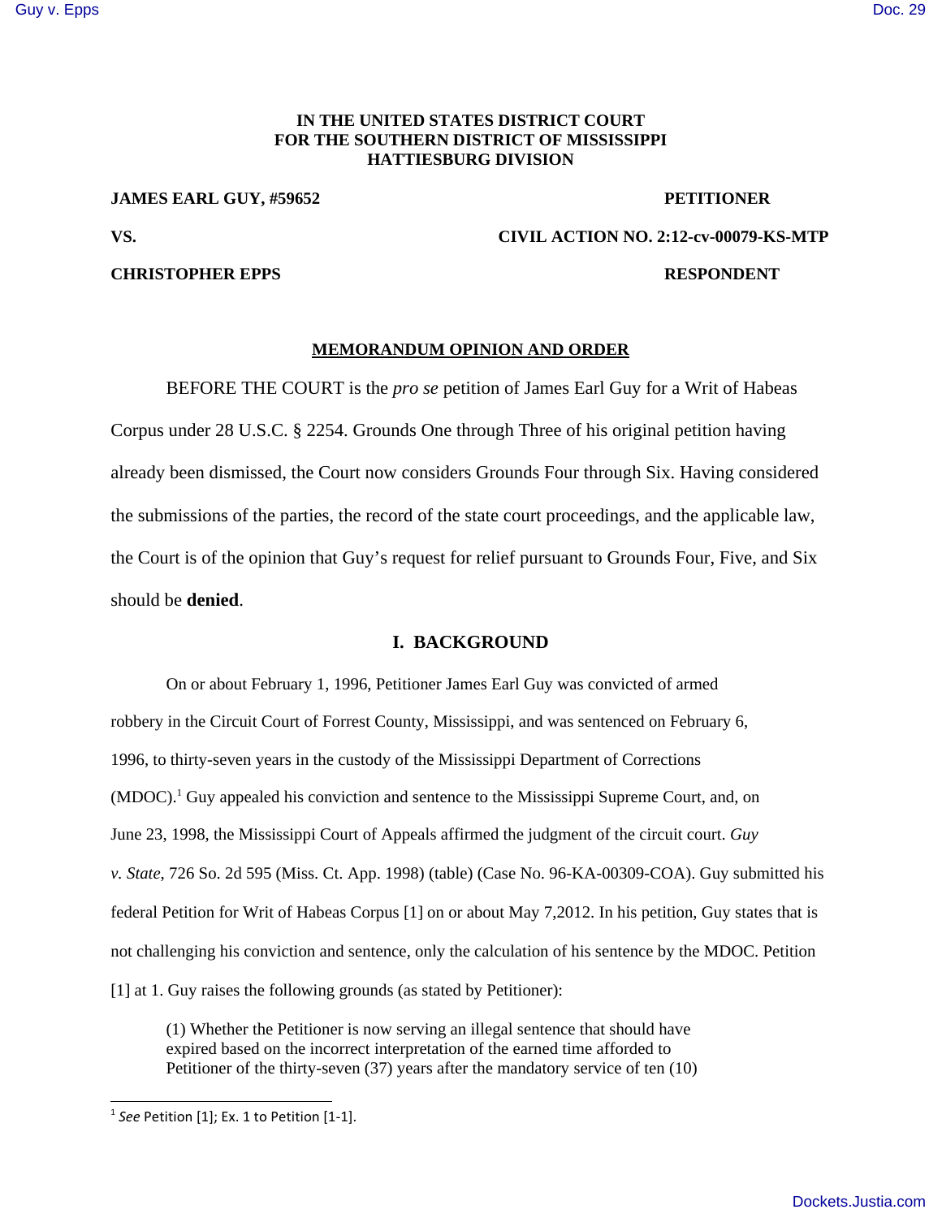IN THE UNITED STATES DISTRICT COURT
FOR THE SOUTHERN DISTRICT OF MISSISSIPPI
HATTIESBURG DIVISION

**JAMES EARL GUY, #59652** **PETITIONER**

**VS.** **CIVIL ACTION NO. 2:12-cv-00079-KS-MTP**

**CHRISTOPHER EPPS** **RESPONDENT**

## MEMORANDUM OPINION AND ORDER

BEFORE THE COURT is the *pro se* petition of James Earl Guy for a Writ of Habeas Corpus under 28 U.S.C. § 2254. Grounds One through Three of his original petition having already been dismissed, the Court now considers Grounds Four through Six. Having considered the submissions of the parties, the record of the state court proceedings, and the applicable law, the Court is of the opinion that Guy's request for relief pursuant to Grounds Four, Five, and Six should be **denied**.

## I. BACKGROUND

On or about February 1, 1996, Petitioner James Earl Guy was convicted of armed robbery in the Circuit Court of Forrest County, Mississippi, and was sentenced on February 6, 1996, to thirty-seven years in the custody of the Mississippi Department of Corrections (MDOC).[1] Guy appealed his conviction and sentence to the Mississippi Supreme Court, and, on June 23, 1998, the Mississippi Court of Appeals affirmed the judgment of the circuit court. *Guy v. State*, 726 So. 2d 595 (Miss. Ct. App. 1998) (table) (Case No. 96-KA-00309-COA). Guy submitted his federal Petition for Writ of Habeas Corpus [1] on or about May 7,2012. In his petition, Guy states that is not challenging his conviction and sentence, only the calculation of his sentence by the MDOC. Petition [1] at 1. Guy raises the following grounds (as stated by Petitioner):

> (1) Whether the Petitioner is now serving an illegal sentence that should have expired based on the incorrect interpretation of the earned time afforded to Petitioner of the thirty-seven (37) years after the mandatory service of ten (10)

[1] *See* Petition [1]; Ex. 1 to Petition [1-1].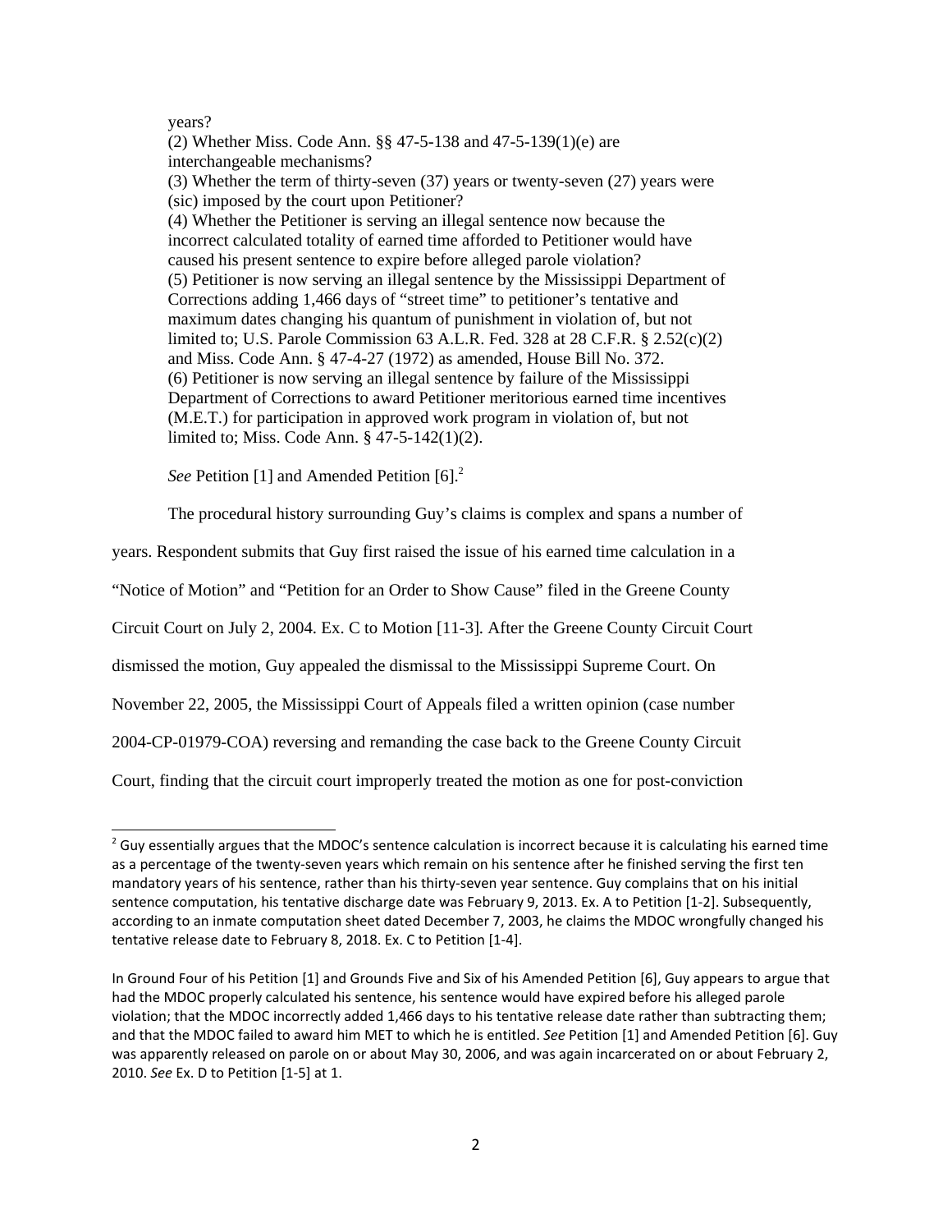years?

(2) Whether Miss. Code Ann. §§ 47-5-138 and 47-5-139(1)(e) are interchangeable mechanisms?

(3) Whether the term of thirty-seven (37) years or twenty-seven (27) years were (sic) imposed by the court upon Petitioner?

(4) Whether the Petitioner is serving an illegal sentence now because the incorrect calculated totality of earned time afforded to Petitioner would have caused his present sentence to expire before alleged parole violation?

(5) Petitioner is now serving an illegal sentence by the Mississippi Department of Corrections adding 1,466 days of "street time" to petitioner's tentative and maximum dates changing his quantum of punishment in violation of, but not limited to; U.S. Parole Commission 63 A.L.R. Fed. 328 at 28 C.F.R. § 2.52(c)(2) and Miss. Code Ann. § 47-4-27 (1972) as amended, House Bill No. 372.

(6) Petitioner is now serving an illegal sentence by failure of the Mississippi Department of Corrections to award Petitioner meritorious earned time incentives (M.E.T.) for participation in approved work program in violation of, but not limited to; Miss. Code Ann. § 47-5-142(1)(2).

*See* Petition [1] and Amended Petition [6].[2]

The procedural history surrounding Guy's claims is complex and spans a number of years. Respondent submits that Guy first raised the issue of his earned time calculation in a "Notice of Motion" and "Petition for an Order to Show Cause" filed in the Greene County Circuit Court on July 2, 2004. Ex. C to Motion [11-3]. After the Greene County Circuit Court dismissed the motion, Guy appealed the dismissal to the Mississippi Supreme Court. On November 22, 2005, the Mississippi Court of Appeals filed a written opinion (case number 2004-CP-01979-COA) reversing and remanding the case back to the Greene County Circuit Court, finding that the circuit court improperly treated the motion as one for post-conviction

---

[2] Guy essentially argues that the MDOC's sentence calculation is incorrect because it is calculating his earned time as a percentage of the twenty-seven years which remain on his sentence after he finished serving the first ten mandatory years of his sentence, rather than his thirty-seven year sentence. Guy complains that on his initial sentence computation, his tentative discharge date was February 9, 2013. Ex. A to Petition [1-2]. Subsequently, according to an inmate computation sheet dated December 7, 2003, he claims the MDOC wrongfully changed his tentative release date to February 8, 2018. Ex. C to Petition [1-4].

In Ground Four of his Petition [1] and Grounds Five and Six of his Amended Petition [6], Guy appears to argue that had the MDOC properly calculated his sentence, his sentence would have expired before his alleged parole violation; that the MDOC incorrectly added 1,466 days to his tentative release date rather than subtracting them; and that the MDOC failed to award him MET to which he is entitled. *See* Petition [1] and Amended Petition [6]. Guy was apparently released on parole on or about May 30, 2006, and was again incarcerated on or about February 2, 2010. *See* Ex. D to Petition [1-5] at 1.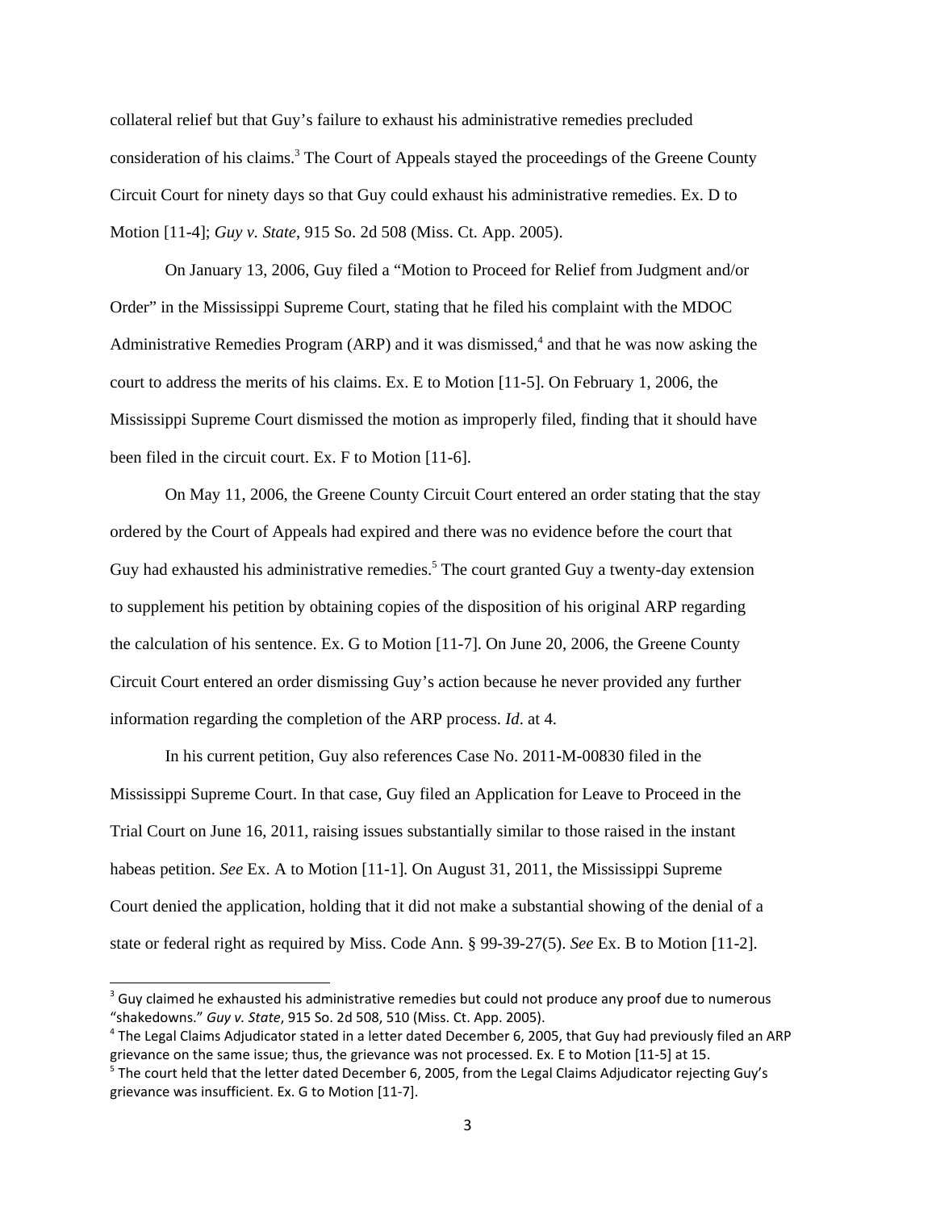collateral relief but that Guy's failure to exhaust his administrative remedies precluded consideration of his claims.[3] The Court of Appeals stayed the proceedings of the Greene County Circuit Court for ninety days so that Guy could exhaust his administrative remedies. Ex. D to Motion [11-4]; *Guy v. State*, 915 So. 2d 508 (Miss. Ct. App. 2005).

On January 13, 2006, Guy filed a "Motion to Proceed for Relief from Judgment and/or Order" in the Mississippi Supreme Court, stating that he filed his complaint with the MDOC Administrative Remedies Program (ARP) and it was dismissed,[4] and that he was now asking the court to address the merits of his claims. Ex. E to Motion [11-5]. On February 1, 2006, the Mississippi Supreme Court dismissed the motion as improperly filed, finding that it should have been filed in the circuit court. Ex. F to Motion [11-6].

On May 11, 2006, the Greene County Circuit Court entered an order stating that the stay ordered by the Court of Appeals had expired and there was no evidence before the court that Guy had exhausted his administrative remedies.[5] The court granted Guy a twenty-day extension to supplement his petition by obtaining copies of the disposition of his original ARP regarding the calculation of his sentence. Ex. G to Motion [11-7]. On June 20, 2006, the Greene County Circuit Court entered an order dismissing Guy's action because he never provided any further information regarding the completion of the ARP process. *Id*. at 4.

In his current petition, Guy also references Case No. 2011-M-00830 filed in the Mississippi Supreme Court. In that case, Guy filed an Application for Leave to Proceed in the Trial Court on June 16, 2011, raising issues substantially similar to those raised in the instant habeas petition. *See* Ex. A to Motion [11-1]. On August 31, 2011, the Mississippi Supreme Court denied the application, holding that it did not make a substantial showing of the denial of a state or federal right as required by Miss. Code Ann. § 99-39-27(5). *See* Ex. B to Motion [11-2].

---

[3] Guy claimed he exhausted his administrative remedies but could not produce any proof due to numerous "shakedowns." *Guy v. State*, 915 So. 2d 508, 510 (Miss. Ct. App. 2005).

[4] The Legal Claims Adjudicator stated in a letter dated December 6, 2005, that Guy had previously filed an ARP grievance on the same issue; thus, the grievance was not processed. Ex. E to Motion [11-5] at 15.

[5] The court held that the letter dated December 6, 2005, from the Legal Claims Adjudicator rejecting Guy's grievance was insufficient. Ex. G to Motion [11-7].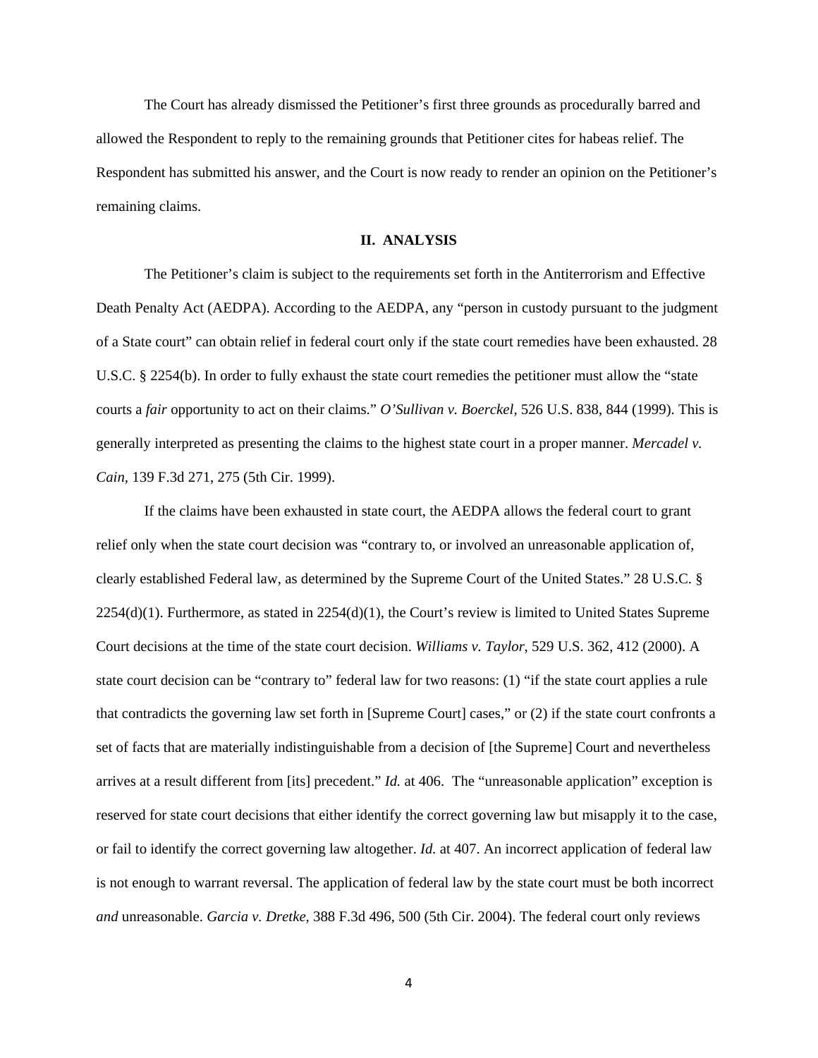The Court has already dismissed the Petitioner's first three grounds as procedurally barred and allowed the Respondent to reply to the remaining grounds that Petitioner cites for habeas relief. The Respondent has submitted his answer, and the Court is now ready to render an opinion on the Petitioner's remaining claims.

## II. ANALYSIS

The Petitioner's claim is subject to the requirements set forth in the Antiterrorism and Effective Death Penalty Act (AEDPA). According to the AEDPA, any "person in custody pursuant to the judgment of a State court" can obtain relief in federal court only if the state court remedies have been exhausted. 28 U.S.C. § 2254(b). In order to fully exhaust the state court remedies the petitioner must allow the "state courts a *fair* opportunity to act on their claims." *O'Sullivan v. Boerckel*, 526 U.S. 838, 844 (1999). This is generally interpreted as presenting the claims to the highest state court in a proper manner. *Mercadel v. Cain*, 139 F.3d 271, 275 (5th Cir. 1999).

If the claims have been exhausted in state court, the AEDPA allows the federal court to grant relief only when the state court decision was "contrary to, or involved an unreasonable application of, clearly established Federal law, as determined by the Supreme Court of the United States." 28 U.S.C. § 2254(d)(1). Furthermore, as stated in 2254(d)(1), the Court's review is limited to United States Supreme Court decisions at the time of the state court decision. *Williams v. Taylor*, 529 U.S. 362, 412 (2000). A state court decision can be "contrary to" federal law for two reasons: (1) "if the state court applies a rule that contradicts the governing law set forth in [Supreme Court] cases," or (2) if the state court confronts a set of facts that are materially indistinguishable from a decision of [the Supreme] Court and nevertheless arrives at a result different from [its] precedent." *Id.* at 406. The "unreasonable application" exception is reserved for state court decisions that either identify the correct governing law but misapply it to the case, or fail to identify the correct governing law altogether. *Id.* at 407. An incorrect application of federal law is not enough to warrant reversal. The application of federal law by the state court must be both incorrect *and* unreasonable. *Garcia v. Dretke*, 388 F.3d 496, 500 (5th Cir. 2004). The federal court only reviews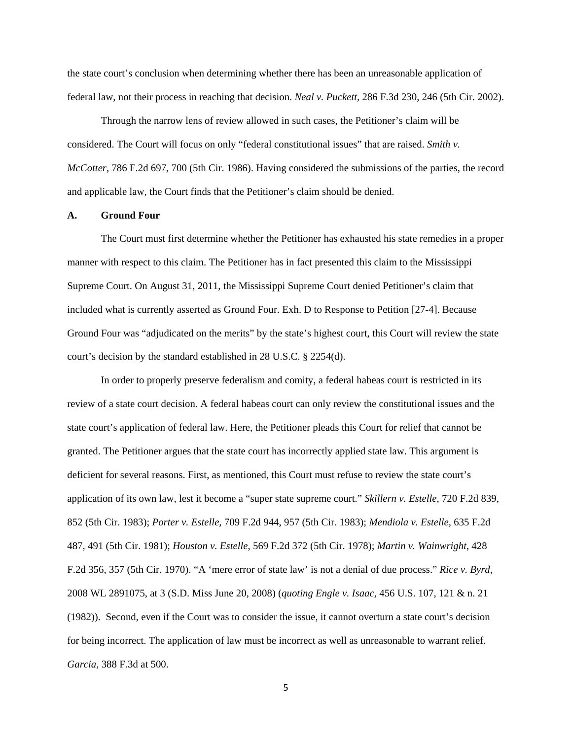the state court's conclusion when determining whether there has been an unreasonable application of federal law, not their process in reaching that decision. *Neal v. Puckett,* 286 F.3d 230, 246 (5th Cir. 2002).

Through the narrow lens of review allowed in such cases, the Petitioner's claim will be considered. The Court will focus on only "federal constitutional issues" that are raised. *Smith v. McCotter*, 786 F.2d 697, 700 (5th Cir. 1986). Having considered the submissions of the parties, the record and applicable law, the Court finds that the Petitioner's claim should be denied.

### A. Ground Four

The Court must first determine whether the Petitioner has exhausted his state remedies in a proper manner with respect to this claim. The Petitioner has in fact presented this claim to the Mississippi Supreme Court. On August 31, 2011, the Mississippi Supreme Court denied Petitioner's claim that included what is currently asserted as Ground Four. Exh. D to Response to Petition [27-4]. Because Ground Four was "adjudicated on the merits" by the state's highest court, this Court will review the state court's decision by the standard established in 28 U.S.C. § 2254(d).

In order to properly preserve federalism and comity, a federal habeas court is restricted in its review of a state court decision. A federal habeas court can only review the constitutional issues and the state court's application of federal law. Here, the Petitioner pleads this Court for relief that cannot be granted. The Petitioner argues that the state court has incorrectly applied state law. This argument is deficient for several reasons. First, as mentioned, this Court must refuse to review the state court's application of its own law, lest it become a "super state supreme court." *Skillern v. Estelle,* 720 F.2d 839, 852 (5th Cir. 1983); *Porter v. Estelle,* 709 F.2d 944, 957 (5th Cir. 1983); *Mendiola v. Estelle*, 635 F.2d 487, 491 (5th Cir. 1981); *Houston v. Estelle*, 569 F.2d 372 (5th Cir. 1978); *Martin v. Wainwright*, 428 F.2d 356, 357 (5th Cir. 1970). "A 'mere error of state law' is not a denial of due process." *Rice v. Byrd*, 2008 WL 2891075, at 3 (S.D. Miss June 20, 2008) (*quoting Engle v. Isaac,* 456 U.S. 107, 121 & n. 21 (1982)). Second, even if the Court was to consider the issue, it cannot overturn a state court's decision for being incorrect. The application of law must be incorrect as well as unreasonable to warrant relief. *Garcia,* 388 F.3d at 500.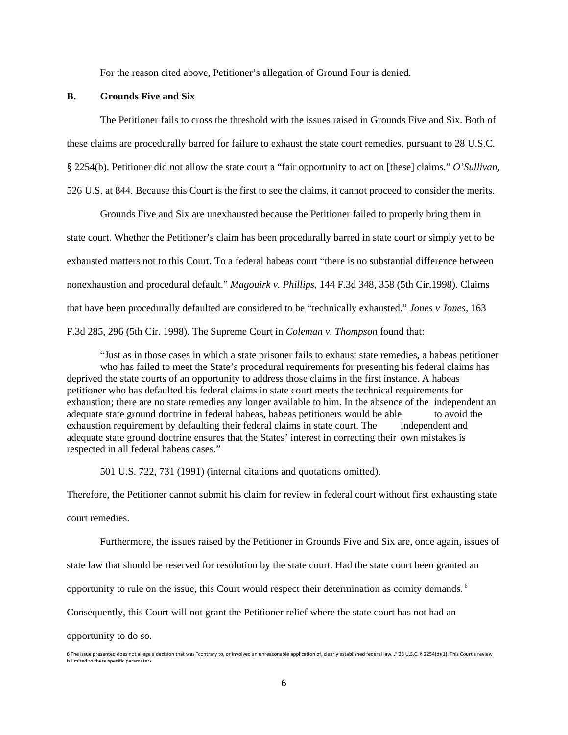For the reason cited above, Petitioner's allegation of Ground Four is denied.

**B. Grounds Five and Six**

The Petitioner fails to cross the threshold with the issues raised in Grounds Five and Six. Both of these claims are procedurally barred for failure to exhaust the state court remedies, pursuant to 28 U.S.C. § 2254(b). Petitioner did not allow the state court a "fair opportunity to act on [these] claims." *O'Sullivan*, 526 U.S. at 844. Because this Court is the first to see the claims, it cannot proceed to consider the merits.

Grounds Five and Six are unexhausted because the Petitioner failed to properly bring them in state court. Whether the Petitioner's claim has been procedurally barred in state court or simply yet to be exhausted matters not to this Court. To a federal habeas court "there is no substantial difference between nonexhaustion and procedural default." *Magouirk v. Phillips*, 144 F.3d 348, 358 (5th Cir.1998). Claims that have been procedurally defaulted are considered to be "technically exhausted." *Jones v Jones*, 163 F.3d 285, 296 (5th Cir. 1998). The Supreme Court in *Coleman v. Thompson* found that:

> "Just as in those cases in which a state prisoner fails to exhaust state remedies, a habeas petitioner who has failed to meet the State's procedural requirements for presenting his federal claims has deprived the state courts of an opportunity to address those claims in the first instance. A habeas petitioner who has defaulted his federal claims in state court meets the technical requirements for exhaustion; there are no state remedies any longer available to him. In the absence of the independent an adequate state ground doctrine in federal habeas, habeas petitioners would be able to avoid the exhaustion requirement by defaulting their federal claims in state court. The independent and adequate state ground doctrine ensures that the States' interest in correcting their own mistakes is respected in all federal habeas cases."

501 U.S. 722, 731 (1991) (internal citations and quotations omitted).

Therefore, the Petitioner cannot submit his claim for review in federal court without first exhausting state court remedies.

Furthermore, the issues raised by the Petitioner in Grounds Five and Six are, once again, issues of state law that should be reserved for resolution by the state court. Had the state court been granted an opportunity to rule on the issue, this Court would respect their determination as comity demands.[6] Consequently, this Court will not grant the Petitioner relief where the state court has not had an opportunity to do so.

---

6 The issue presented does not allege a decision that was "contrary to, or involved an unreasonable application of, clearly established federal law..." 28 U.S.C. § 2254(d)(1). This Court's review is limited to these specific parameters.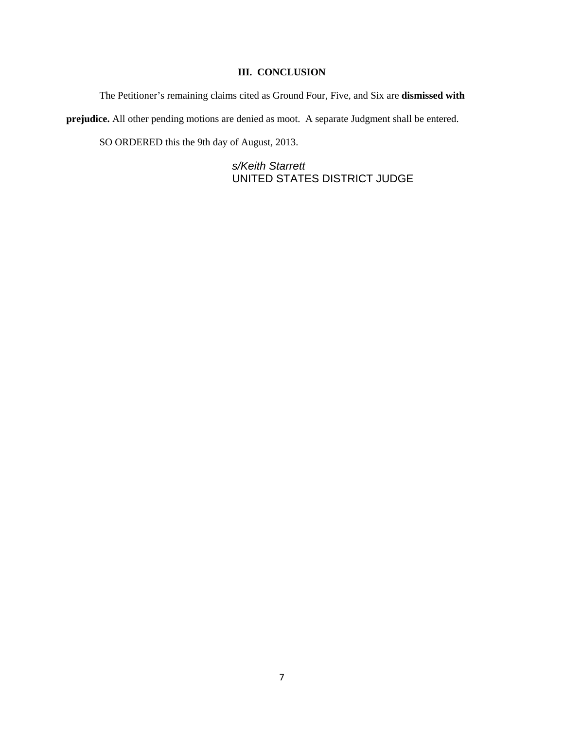### III. CONCLUSION

The Petitioner's remaining claims cited as Ground Four, Five, and Six are **dismissed with prejudice.** All other pending motions are denied as moot. A separate Judgment shall be entered.

SO ORDERED this the 9th day of August, 2013.

*s/Keith Starrett*
UNITED STATES DISTRICT JUDGE